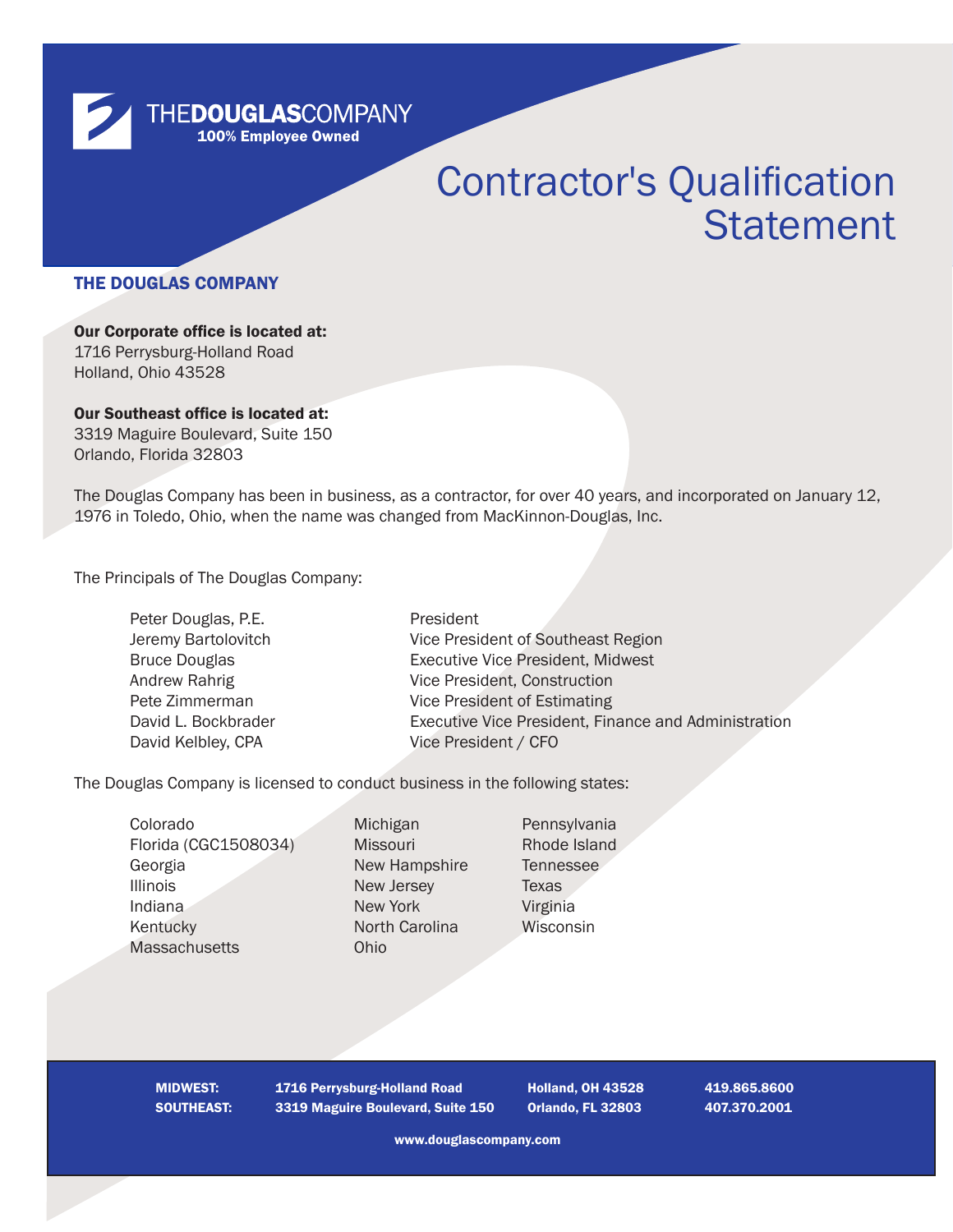THE**DOUGLAS**COMPANY
100% Employee Owned

# Contractor's Qualification Statement

## THE DOUGLAS COMPANY

**Our Corporate office is located at:**
1716 Perrysburg-Holland Road
Holland, Ohio 43528

**Our Southeast office is located at:**
3319 Maguire Boulevard, Suite 150
Orlando, Florida 32803

The Douglas Company has been in business, as a contractor, for over 40 years, and incorporated on January 12, 1976 in Toledo, Ohio, when the name was changed from MacKinnon-Douglas, Inc.

The Principals of The Douglas Company:

| | |
|---|---|
| Peter Douglas, P.E. | President |
| Jeremy Bartolovitch | Vice President of Southeast Region |
| Bruce Douglas | Executive Vice President, Midwest |
| Andrew Rahrig | Vice President, Construction |
| Pete Zimmerman | Vice President of Estimating |
| David L. Bockbrader | Executive Vice President, Finance and Administration |
| David Kelbley, CPA | Vice President / CFO |

The Douglas Company is licensed to conduct business in the following states:

- Colorado
- Florida (CGC1508034)
- Georgia
- Illinois
- Indiana
- Kentucky
- Massachusetts
- Michigan
- Missouri
- New Hampshire
- New Jersey
- New York
- North Carolina
- Ohio
- Pennsylvania
- Rhode Island
- Tennessee
- Texas
- Virginia
- Wisconsin

| | | | |
|---|---|---|---|
| **MIDWEST:** | **1716 Perrysburg-Holland Road** | **Holland, OH 43528** | **419.865.8600** |
| **SOUTHEAST:** | **3319 Maguire Boulevard, Suite 150** | **Orlando, FL 32803** | **407.370.2001** |

**www.douglascompany.com**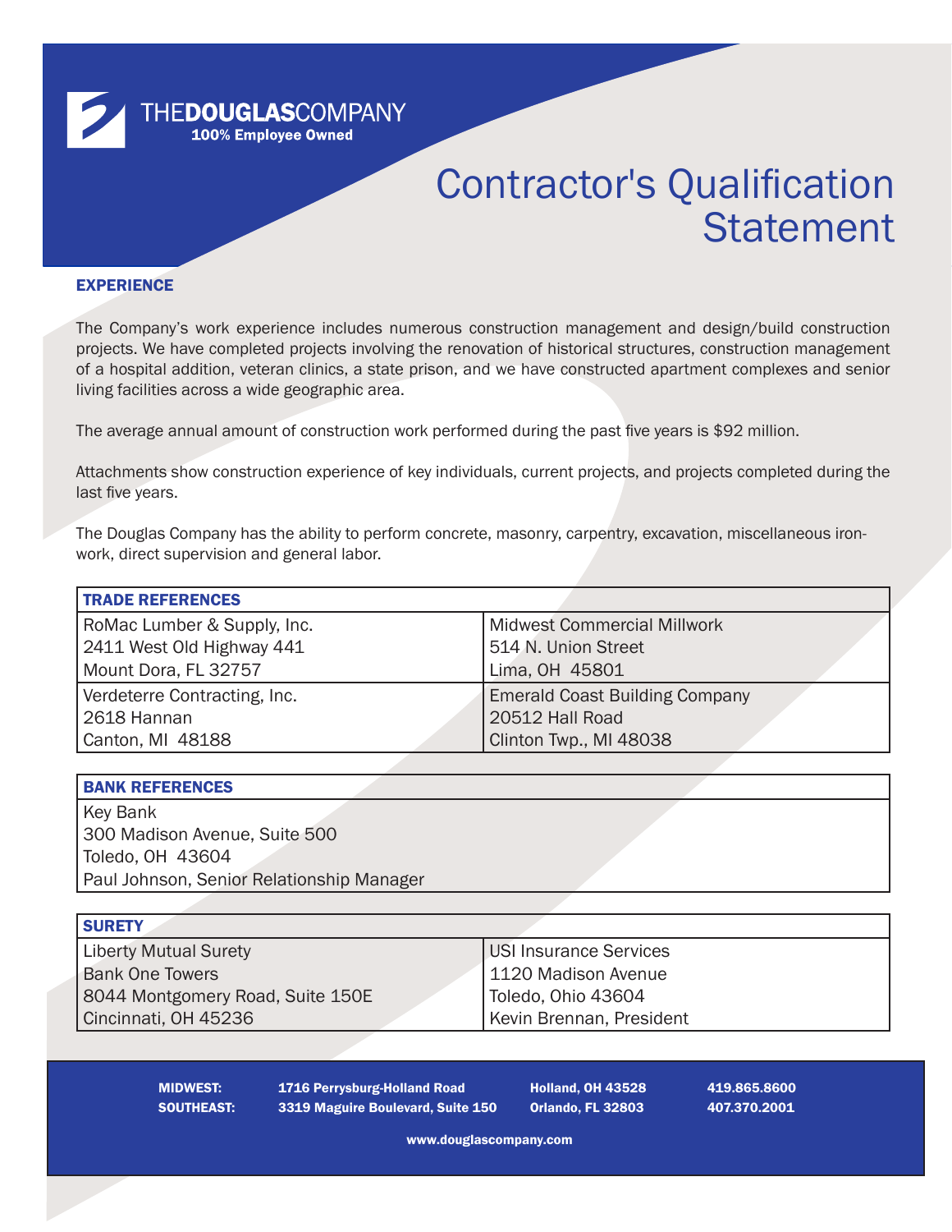**THEDOUGLASCOMPANY**
**100% Employee Owned**

# Contractor's Qualification Statement

## EXPERIENCE

The Company's work experience includes numerous construction management and design/build construction projects. We have completed projects involving the renovation of historical structures, construction management of a hospital addition, veteran clinics, a state prison, and we have constructed apartment complexes and senior living facilities across a wide geographic area.

The average annual amount of construction work performed during the past five years is $92 million.

Attachments show construction experience of key individuals, current projects, and projects completed during the last five years.

The Douglas Company has the ability to perform concrete, masonry, carpentry, excavation, miscellaneous iron-work, direct supervision and general labor.

| TRADE REFERENCES | |
|---|---|
| RoMac Lumber & Supply, Inc.<br>2411 West Old Highway 441<br>Mount Dora, FL 32757 | Midwest Commercial Millwork<br>514 N. Union Street<br>Lima, OH 45801 |
| Verdeterre Contracting, Inc.<br>2618 Hannan<br>Canton, MI 48188 | Emerald Coast Building Company<br>20512 Hall Road<br>Clinton Twp., MI 48038 |

| BANK REFERENCES |
|---|
| Key Bank<br>300 Madison Avenue, Suite 500<br>Toledo, OH 43604<br>Paul Johnson, Senior Relationship Manager |

| SURETY | |
|---|---|
| Liberty Mutual Surety<br>Bank One Towers<br>8044 Montgomery Road, Suite 150E<br>Cincinnati, OH 45236 | USI Insurance Services<br>1120 Madison Avenue<br>Toledo, Ohio 43604<br>Kevin Brennan, President |

**MIDWEST:** 1716 Perrysburg-Holland Road, Holland, OH 43528, 419.865.8600
**SOUTHEAST:** 3319 Maguire Boulevard, Suite 150, Orlando, FL 32803, 407.370.2001

www.douglascompany.com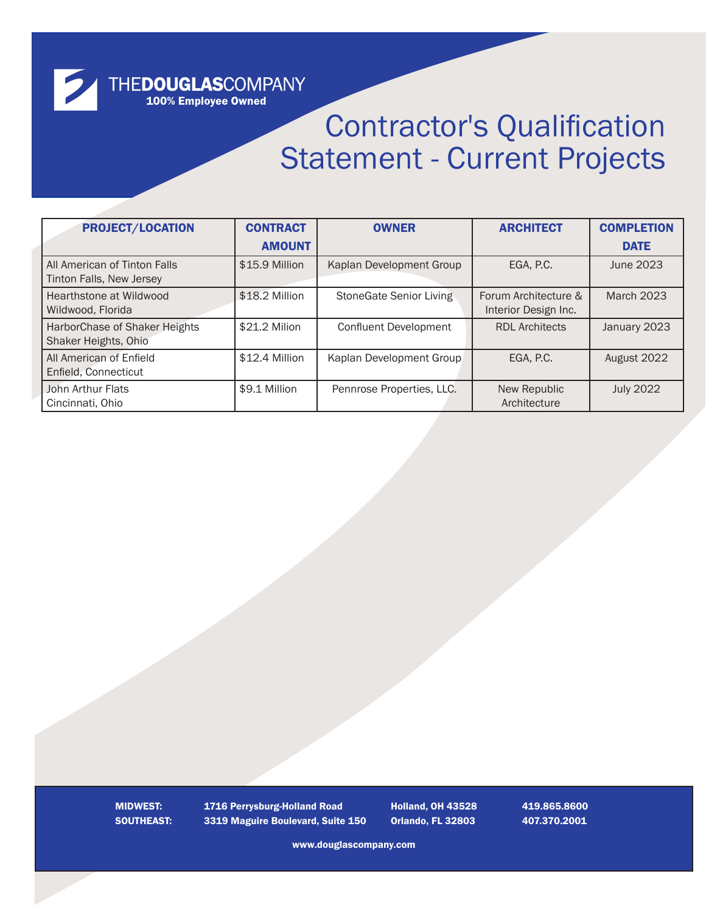THE**DOUGLAS**COMPANY
**100% Employee Owned**

# Contractor's Qualification Statement - Current Projects

| PROJECT/LOCATION | CONTRACT AMOUNT | OWNER | ARCHITECT | COMPLETION DATE |
|---|---|---|---|---|
| All American of Tinton Falls<br>Tinton Falls, New Jersey | $15.9 Million | Kaplan Development Group | EGA, P.C. | June 2023 |
| Hearthstone at Wildwood<br>Wildwood, Florida | $18.2 Million | StoneGate Senior Living | Forum Architecture & Interior Design Inc. | March 2023 |
| HarborChase of Shaker Heights<br>Shaker Heights, Ohio | $21.2 Milion | Confluent Development | RDL Architects | January 2023 |
| All American of Enfield<br>Enfield, Connecticut | $12.4 Million | Kaplan Development Group | EGA, P.C. | August 2022 |
| John Arthur Flats<br>Cincinnati, Ohio | $9.1 Million | Pennrose Properties, LLC. | New Republic Architecture | July 2022 |

**MIDWEST:** **1716 Perrysburg-Holland Road** **Holland, OH 43528** **419.865.8600**
**SOUTHEAST:** **3319 Maguire Boulevard, Suite 150** **Orlando, FL 32803** **407.370.2001**

**www.douglascompany.com**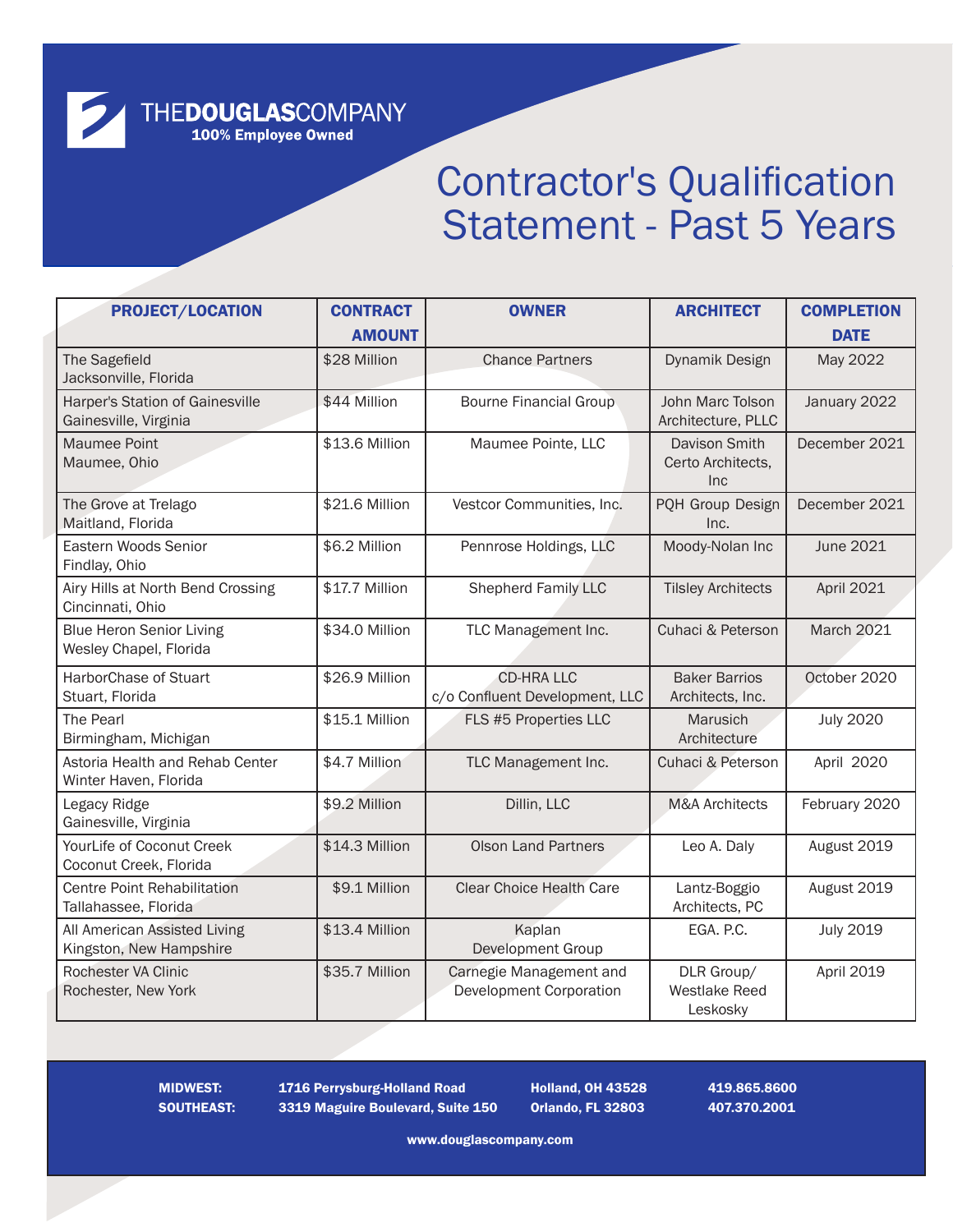THEDOUGLASCOMPANY
**100% Employee Owned**

# Contractor's Qualification Statement - Past 5 Years

| PROJECT/LOCATION | CONTRACT AMOUNT | OWNER | ARCHITECT | COMPLETION DATE |
|---|---|---|---|---|
| The Sagefield<br>Jacksonville, Florida | $28 Million | Chance Partners | Dynamik Design | May 2022 |
| Harper's Station of Gainesville<br>Gainesville, Virginia | $44 Million | Bourne Financial Group | John Marc Tolson Architecture, PLLC | January 2022 |
| Maumee Point<br>Maumee, Ohio | $13.6 Million | Maumee Pointe, LLC | Davison Smith Certo Architects, Inc | December 2021 |
| The Grove at Trelago<br>Maitland, Florida | $21.6 Million | Vestcor Communities, Inc. | PQH Group Design Inc. | December 2021 |
| Eastern Woods Senior<br>Findlay, Ohio | $6.2 Million | Pennrose Holdings, LLC | Moody-Nolan Inc | June 2021 |
| Airy Hills at North Bend Crossing<br>Cincinnati, Ohio | $17.7 Million | Shepherd Family LLC | Tilsley Architects | April 2021 |
| Blue Heron Senior Living<br>Wesley Chapel, Florida | $34.0 Million | TLC Management Inc. | Cuhaci & Peterson | March 2021 |
| HarborChase of Stuart<br>Stuart, Florida | $26.9 Million | CD-HRA LLC<br>c/o Confluent Development, LLC | Baker Barrios Architects, Inc. | October 2020 |
| The Pearl<br>Birmingham, Michigan | $15.1 Million | FLS #5 Properties LLC | Marusich Architecture | July 2020 |
| Astoria Health and Rehab Center<br>Winter Haven, Florida | $4.7 Million | TLC Management Inc. | Cuhaci & Peterson | April 2020 |
| Legacy Ridge<br>Gainesville, Virginia | $9.2 Million | Dillin, LLC | M&A Architects | February 2020 |
| YourLife of Coconut Creek<br>Coconut Creek, Florida | $14.3 Million | Olson Land Partners | Leo A. Daly | August 2019 |
| Centre Point Rehabilitation<br>Tallahassee, Florida | $9.1 Million | Clear Choice Health Care | Lantz-Boggio Architects, PC | August 2019 |
| All American Assisted Living<br>Kingston, New Hampshire | $13.4 Million | Kaplan<br>Development Group | EGA. P.C. | July 2019 |
| Rochester VA Clinic<br>Rochester, New York | $35.7 Million | Carnegie Management and Development Corporation | DLR Group/<br>Westlake Reed Leskosky | April 2019 |

**MIDWEST:** 1716 Perrysburg-Holland Road, Holland, OH 43528, 419.865.8600
**SOUTHEAST:** 3319 Maguire Boulevard, Suite 150, Orlando, FL 32803, 407.370.2001

www.douglascompany.com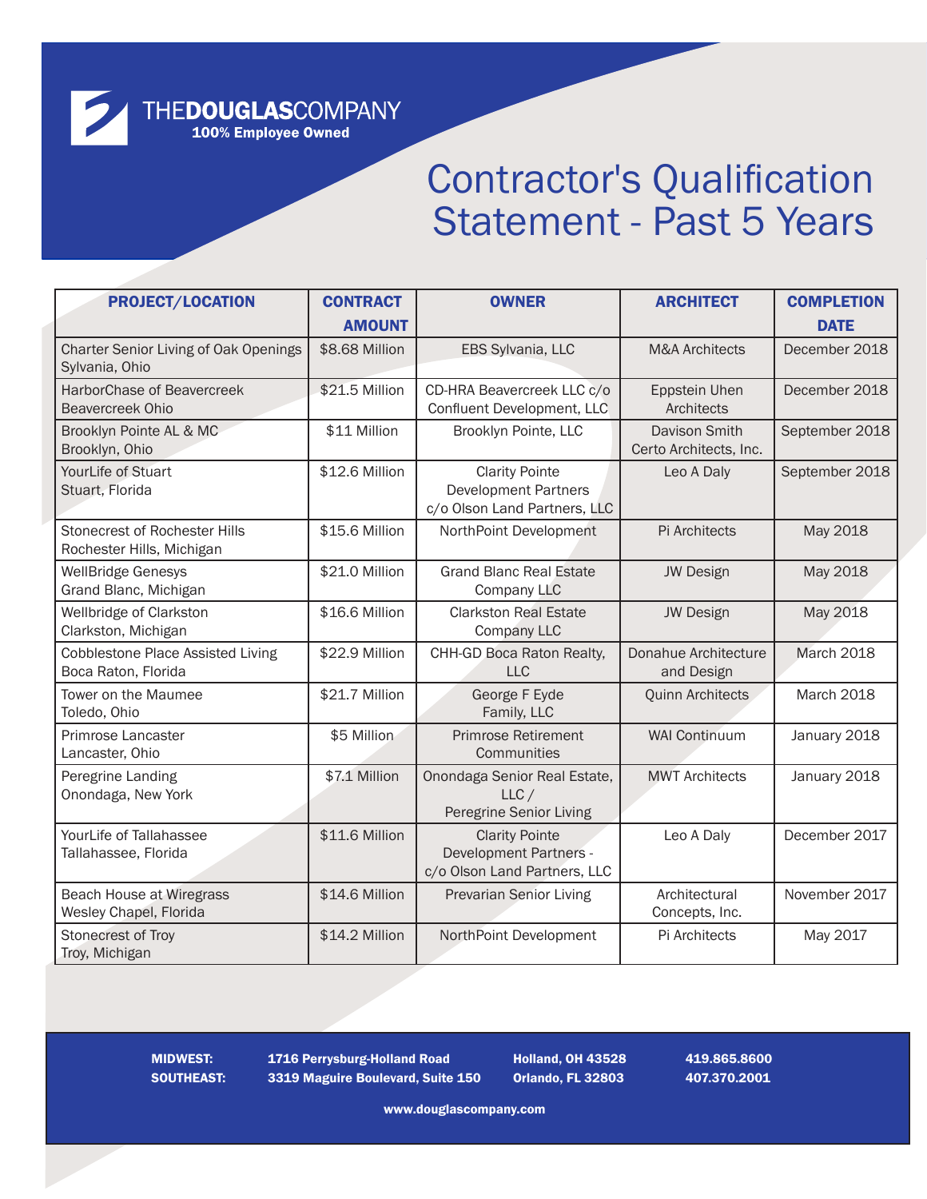THE**DOUGLAS**COMPANY
**100% Employee Owned**

# Contractor's Qualification Statement - Past 5 Years

| PROJECT/LOCATION | CONTRACT AMOUNT | OWNER | ARCHITECT | COMPLETION DATE |
|---|---|---|---|---|
| Charter Senior Living of Oak Openings<br>Sylvania, Ohio | $8.68 Million | EBS Sylvania, LLC | M&A Architects | December 2018 |
| HarborChase of Beavercreek<br>Beavercreek Ohio | $21.5 Million | CD-HRA Beavercreek LLC c/o Confluent Development, LLC | Eppstein Uhen Architects | December 2018 |
| Brooklyn Pointe AL & MC<br>Brooklyn, Ohio | $11 Million | Brooklyn Pointe, LLC | Davison Smith Certo Architects, Inc. | September 2018 |
| YourLife of Stuart<br>Stuart, Florida | $12.6 Million | Clarity Pointe Development Partners c/o Olson Land Partners, LLC | Leo A Daly | September 2018 |
| Stonecrest of Rochester Hills<br>Rochester Hills, Michigan | $15.6 Million | NorthPoint Development | Pi Architects | May 2018 |
| WellBridge Genesys<br>Grand Blanc, Michigan | $21.0 Million | Grand Blanc Real Estate Company LLC | JW Design | May 2018 |
| Wellbridge of Clarkston<br>Clarkston, Michigan | $16.6 Million | Clarkston Real Estate Company LLC | JW Design | May 2018 |
| Cobblestone Place Assisted Living<br>Boca Raton, Florida | $22.9 Million | CHH-GD Boca Raton Realty, LLC | Donahue Architecture and Design | March 2018 |
| Tower on the Maumee<br>Toledo, Ohio | $21.7 Million | George F Eyde Family, LLC | Quinn Architects | March 2018 |
| Primrose Lancaster<br>Lancaster, Ohio | $5 Million | Primrose Retirement Communities | WAI Continuum | January 2018 |
| Peregrine Landing<br>Onondaga, New York | $7.1 Million | Onondaga Senior Real Estate, LLC / Peregrine Senior Living | MWT Architects | January 2018 |
| YourLife of Tallahassee<br>Tallahassee, Florida | $11.6 Million | Clarity Pointe Development Partners - c/o Olson Land Partners, LLC | Leo A Daly | December 2017 |
| Beach House at Wiregrass<br>Wesley Chapel, Florida | $14.6 Million | Prevarian Senior Living | Architectural Concepts, Inc. | November 2017 |
| Stonecrest of Troy<br>Troy, Michigan | $14.2 Million | NorthPoint Development | Pi Architects | May 2017 |

**MIDWEST:** 1716 Perrysburg-Holland Road, Holland, OH 43528, 419.865.8600
**SOUTHEAST:** 3319 Maguire Boulevard, Suite 150, Orlando, FL 32803, 407.370.2001

www.douglascompany.com